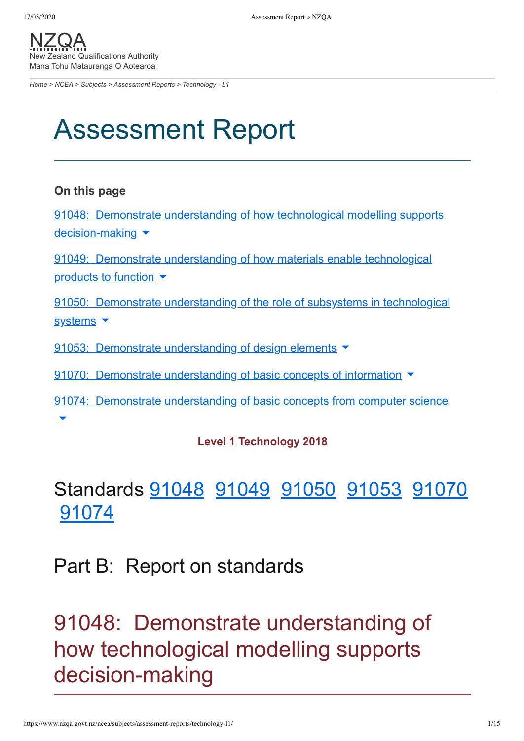NZQA
New Zealand Qualifications Authority
Mana Tohu Matauranga O Aotearoa

Home > NCEA > Subjects > Assessment Reports > Technology - L1

# Assessment Report

**On this page**

91048: Demonstrate understanding of how technological modelling supports decision-making

91049: Demonstrate understanding of how materials enable technological products to function

91050: Demonstrate understanding of the role of subsystems in technological systems

91053: Demonstrate understanding of design elements

91070: Demonstrate understanding of basic concepts of information

91074: Demonstrate understanding of basic concepts from computer science

**Level 1 Technology 2018**

## Standards 91048 91049 91050 91053 91070 91074

## Part B: Report on standards

## 91048: Demonstrate understanding of how technological modelling supports decision-making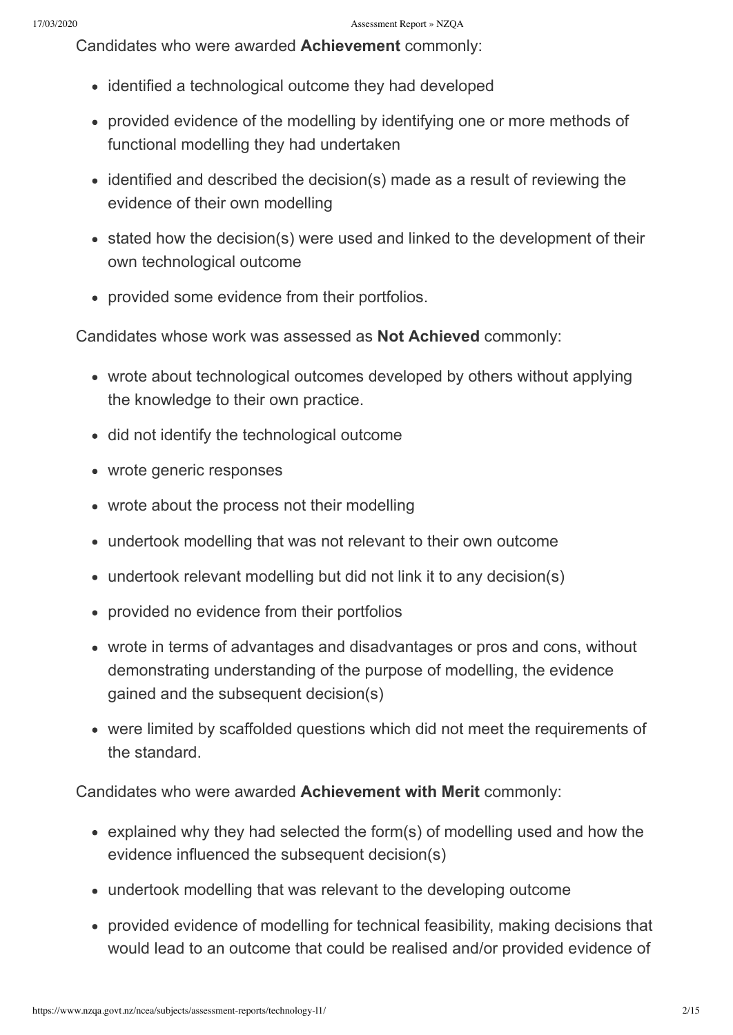Candidates who were awarded **Achievement** commonly:

- identified a technological outcome they had developed
- provided evidence of the modelling by identifying one or more methods of functional modelling they had undertaken
- identified and described the decision(s) made as a result of reviewing the evidence of their own modelling
- stated how the decision(s) were used and linked to the development of their own technological outcome
- provided some evidence from their portfolios.

Candidates whose work was assessed as **Not Achieved** commonly:

- wrote about technological outcomes developed by others without applying the knowledge to their own practice.
- did not identify the technological outcome
- wrote generic responses
- wrote about the process not their modelling
- undertook modelling that was not relevant to their own outcome
- undertook relevant modelling but did not link it to any decision(s)
- provided no evidence from their portfolios
- wrote in terms of advantages and disadvantages or pros and cons, without demonstrating understanding of the purpose of modelling, the evidence gained and the subsequent decision(s)
- were limited by scaffolded questions which did not meet the requirements of the standard.

Candidates who were awarded **Achievement with Merit** commonly:

- explained why they had selected the form(s) of modelling used and how the evidence influenced the subsequent decision(s)
- undertook modelling that was relevant to the developing outcome
- provided evidence of modelling for technical feasibility, making decisions that would lead to an outcome that could be realised and/or provided evidence of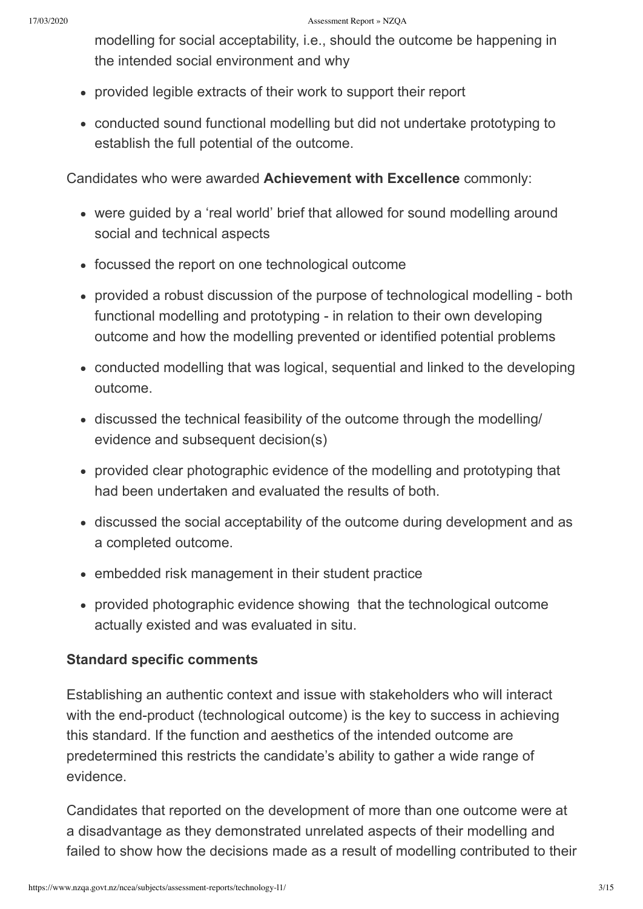modelling for social acceptability, i.e., should the outcome be happening in the intended social environment and why

- provided legible extracts of their work to support their report
- conducted sound functional modelling but did not undertake prototyping to establish the full potential of the outcome.

Candidates who were awarded **Achievement with Excellence** commonly:

- were guided by a 'real world' brief that allowed for sound modelling around social and technical aspects
- focussed the report on one technological outcome
- provided a robust discussion of the purpose of technological modelling - both functional modelling and prototyping - in relation to their own developing outcome and how the modelling prevented or identified potential problems
- conducted modelling that was logical, sequential and linked to the developing outcome.
- discussed the technical feasibility of the outcome through the modelling/ evidence and subsequent decision(s)
- provided clear photographic evidence of the modelling and prototyping that had been undertaken and evaluated the results of both.
- discussed the social acceptability of the outcome during development and as a completed outcome.
- embedded risk management in their student practice
- provided photographic evidence showing that the technological outcome actually existed and was evaluated in situ.

### Standard specific comments

Establishing an authentic context and issue with stakeholders who will interact with the end-product (technological outcome) is the key to success in achieving this standard. If the function and aesthetics of the intended outcome are predetermined this restricts the candidate's ability to gather a wide range of evidence.

Candidates that reported on the development of more than one outcome were at a disadvantage as they demonstrated unrelated aspects of their modelling and failed to show how the decisions made as a result of modelling contributed to their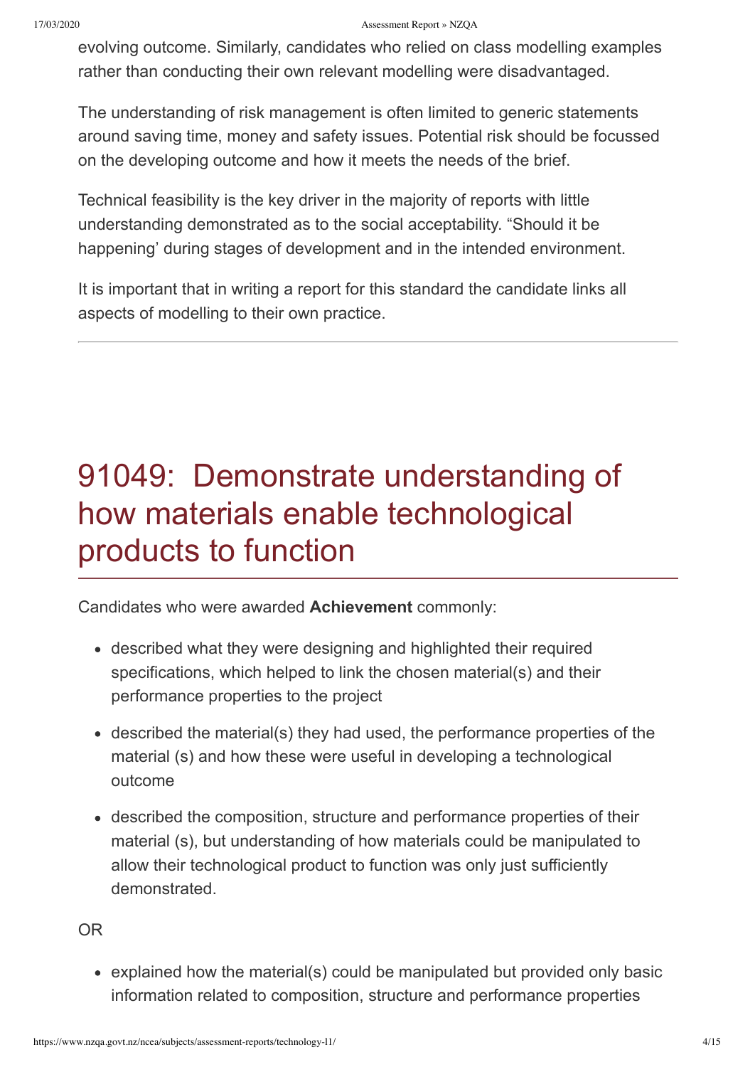evolving outcome. Similarly, candidates who relied on class modelling examples rather than conducting their own relevant modelling were disadvantaged.

The understanding of risk management is often limited to generic statements around saving time, money and safety issues. Potential risk should be focussed on the developing outcome and how it meets the needs of the brief.

Technical feasibility is the key driver in the majority of reports with little understanding demonstrated as to the social acceptability. "Should it be happening' during stages of development and in the intended environment.

It is important that in writing a report for this standard the candidate links all aspects of modelling to their own practice.

---

# 91049: Demonstrate understanding of how materials enable technological products to function

Candidates who were awarded **Achievement** commonly:

- described what they were designing and highlighted their required specifications, which helped to link the chosen material(s) and their performance properties to the project
- described the material(s) they had used, the performance properties of the material (s) and how these were useful in developing a technological outcome
- described the composition, structure and performance properties of their material (s), but understanding of how materials could be manipulated to allow their technological product to function was only just sufficiently demonstrated.

OR

- explained how the material(s) could be manipulated but provided only basic information related to composition, structure and performance properties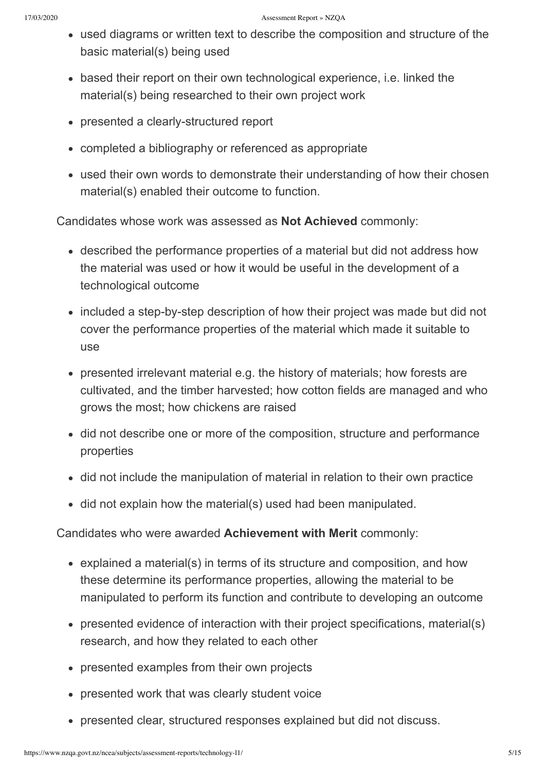- used diagrams or written text to describe the composition and structure of the basic material(s) being used
- based their report on their own technological experience, i.e. linked the material(s) being researched to their own project work
- presented a clearly-structured report
- completed a bibliography or referenced as appropriate
- used their own words to demonstrate their understanding of how their chosen material(s) enabled their outcome to function.

Candidates whose work was assessed as **Not Achieved** commonly:

- described the performance properties of a material but did not address how the material was used or how it would be useful in the development of a technological outcome
- included a step-by-step description of how their project was made but did not cover the performance properties of the material which made it suitable to use
- presented irrelevant material e.g. the history of materials; how forests are cultivated, and the timber harvested; how cotton fields are managed and who grows the most; how chickens are raised
- did not describe one or more of the composition, structure and performance properties
- did not include the manipulation of material in relation to their own practice
- did not explain how the material(s) used had been manipulated.

Candidates who were awarded **Achievement with Merit** commonly:

- explained a material(s) in terms of its structure and composition, and how these determine its performance properties, allowing the material to be manipulated to perform its function and contribute to developing an outcome
- presented evidence of interaction with their project specifications, material(s) research, and how they related to each other
- presented examples from their own projects
- presented work that was clearly student voice
- presented clear, structured responses explained but did not discuss.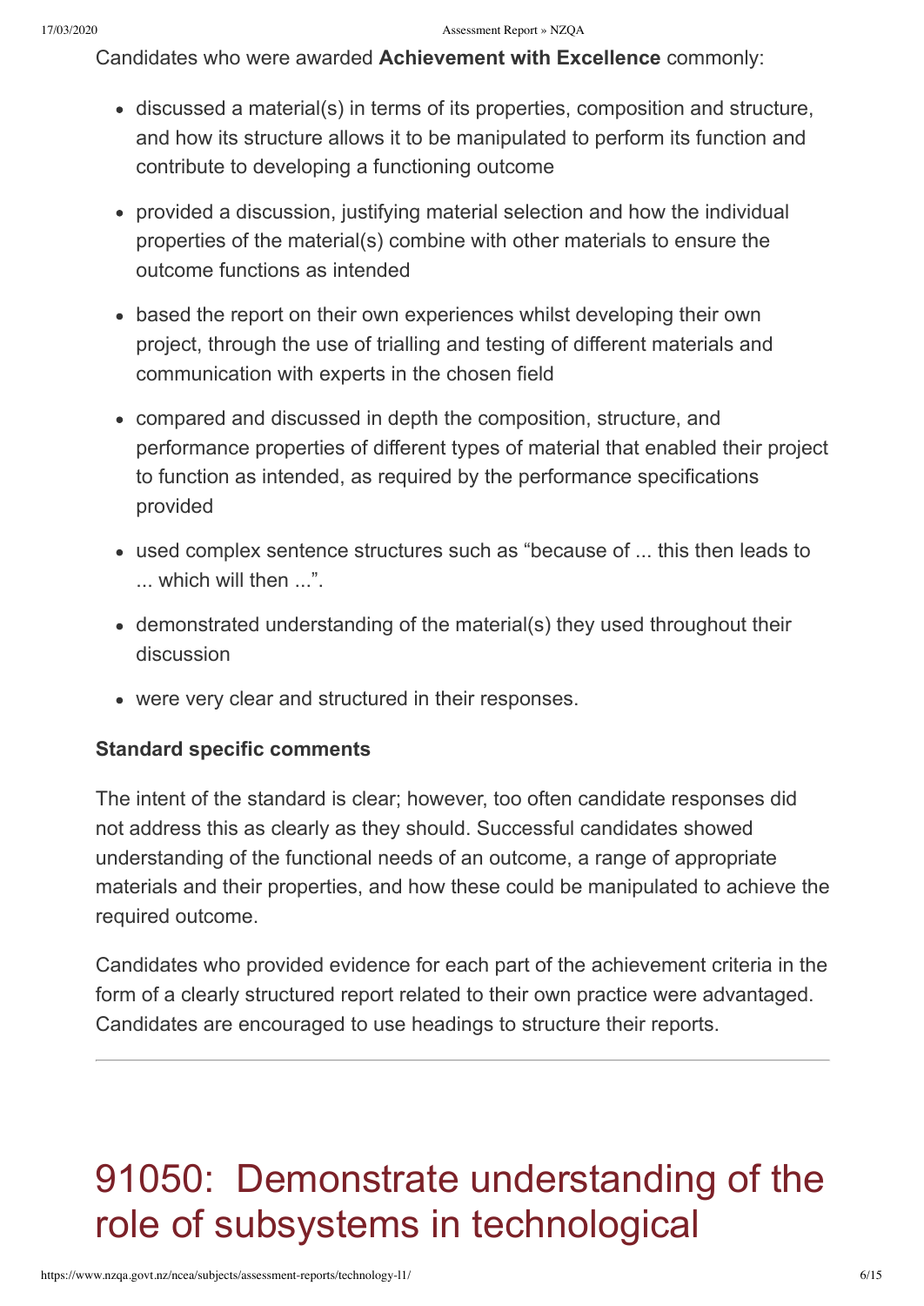Candidates who were awarded **Achievement with Excellence** commonly:

- discussed a material(s) in terms of its properties, composition and structure, and how its structure allows it to be manipulated to perform its function and contribute to developing a functioning outcome
- provided a discussion, justifying material selection and how the individual properties of the material(s) combine with other materials to ensure the outcome functions as intended
- based the report on their own experiences whilst developing their own project, through the use of trialling and testing of different materials and communication with experts in the chosen field
- compared and discussed in depth the composition, structure, and performance properties of different types of material that enabled their project to function as intended, as required by the performance specifications provided
- used complex sentence structures such as "because of ... this then leads to ... which will then ...".
- demonstrated understanding of the material(s) they used throughout their discussion
- were very clear and structured in their responses.

### Standard specific comments

The intent of the standard is clear; however, too often candidate responses did not address this as clearly as they should. Successful candidates showed understanding of the functional needs of an outcome, a range of appropriate materials and their properties, and how these could be manipulated to achieve the required outcome.

Candidates who provided evidence for each part of the achievement criteria in the form of a clearly structured report related to their own practice were advantaged. Candidates are encouraged to use headings to structure their reports.

---

# 91050: Demonstrate understanding of the role of subsystems in technological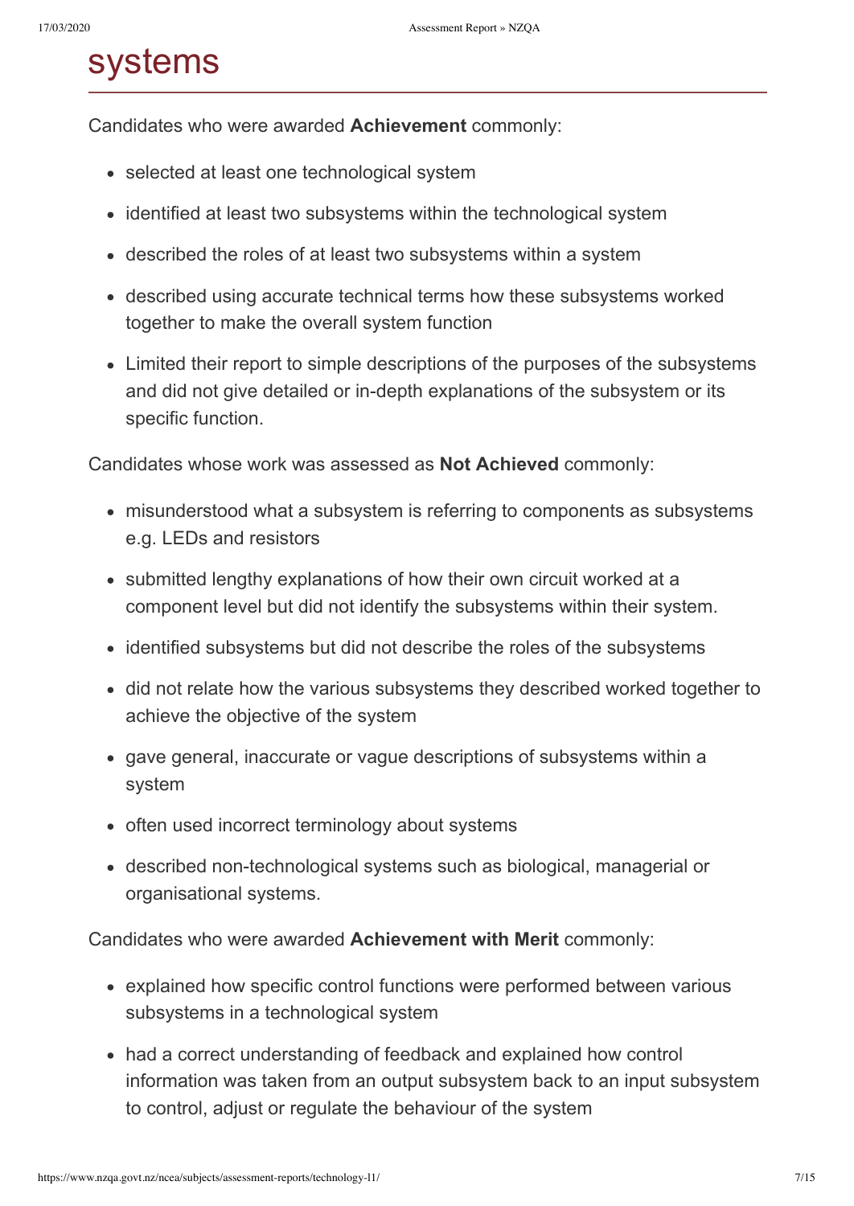# systems

Candidates who were awarded **Achievement** commonly:

- selected at least one technological system
- identified at least two subsystems within the technological system
- described the roles of at least two subsystems within a system
- described using accurate technical terms how these subsystems worked together to make the overall system function
- Limited their report to simple descriptions of the purposes of the subsystems and did not give detailed or in-depth explanations of the subsystem or its specific function.

Candidates whose work was assessed as **Not Achieved** commonly:

- misunderstood what a subsystem is referring to components as subsystems e.g. LEDs and resistors
- submitted lengthy explanations of how their own circuit worked at a component level but did not identify the subsystems within their system.
- identified subsystems but did not describe the roles of the subsystems
- did not relate how the various subsystems they described worked together to achieve the objective of the system
- gave general, inaccurate or vague descriptions of subsystems within a system
- often used incorrect terminology about systems
- described non-technological systems such as biological, managerial or organisational systems.

Candidates who were awarded **Achievement with Merit** commonly:

- explained how specific control functions were performed between various subsystems in a technological system
- had a correct understanding of feedback and explained how control information was taken from an output subsystem back to an input subsystem to control, adjust or regulate the behaviour of the system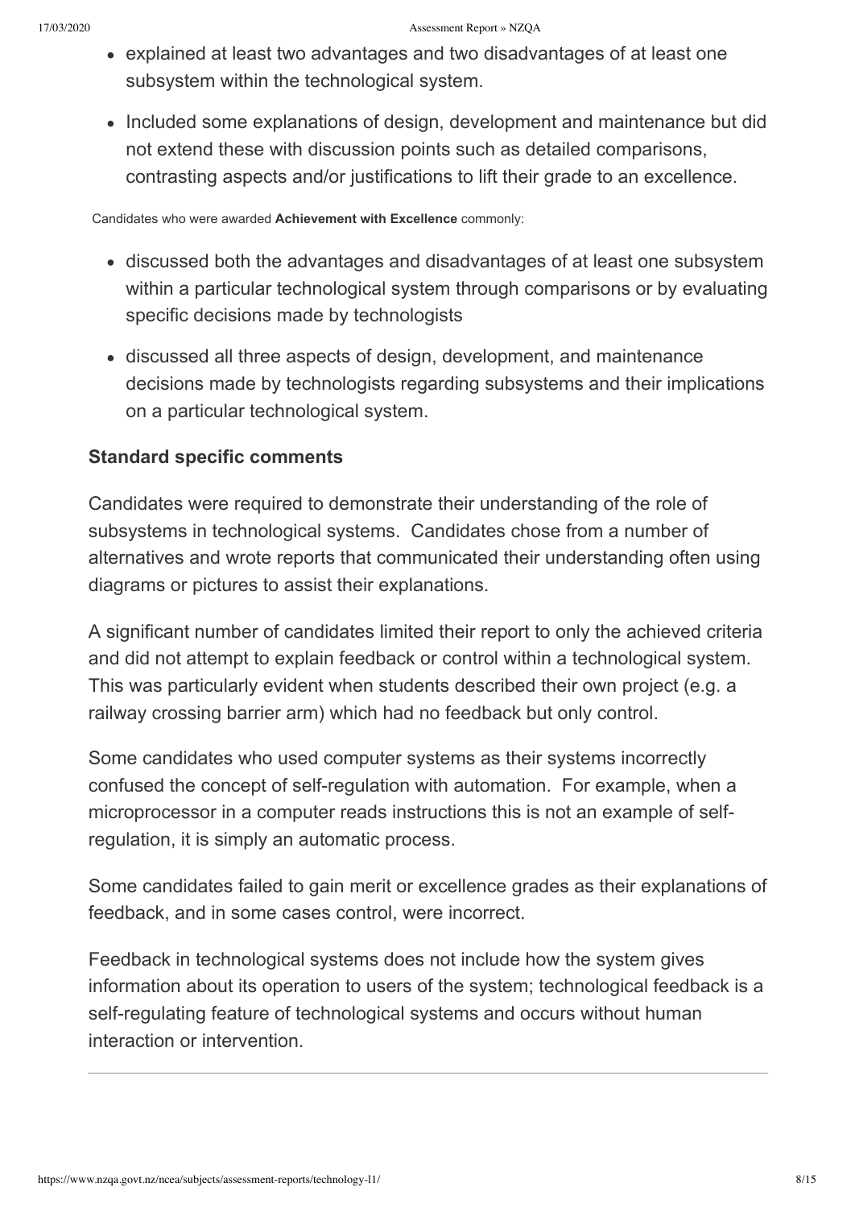- explained at least two advantages and two disadvantages of at least one subsystem within the technological system.
- Included some explanations of design, development and maintenance but did not extend these with discussion points such as detailed comparisons, contrasting aspects and/or justifications to lift their grade to an excellence.

Candidates who were awarded **Achievement with Excellence** commonly:

- discussed both the advantages and disadvantages of at least one subsystem within a particular technological system through comparisons or by evaluating specific decisions made by technologists
- discussed all three aspects of design, development, and maintenance decisions made by technologists regarding subsystems and their implications on a particular technological system.

### Standard specific comments

Candidates were required to demonstrate their understanding of the role of subsystems in technological systems. Candidates chose from a number of alternatives and wrote reports that communicated their understanding often using diagrams or pictures to assist their explanations.

A significant number of candidates limited their report to only the achieved criteria and did not attempt to explain feedback or control within a technological system. This was particularly evident when students described their own project (e.g. a railway crossing barrier arm) which had no feedback but only control.

Some candidates who used computer systems as their systems incorrectly confused the concept of self-regulation with automation. For example, when a microprocessor in a computer reads instructions this is not an example of self-regulation, it is simply an automatic process.

Some candidates failed to gain merit or excellence grades as their explanations of feedback, and in some cases control, were incorrect.

Feedback in technological systems does not include how the system gives information about its operation to users of the system; technological feedback is a self-regulating feature of technological systems and occurs without human interaction or intervention.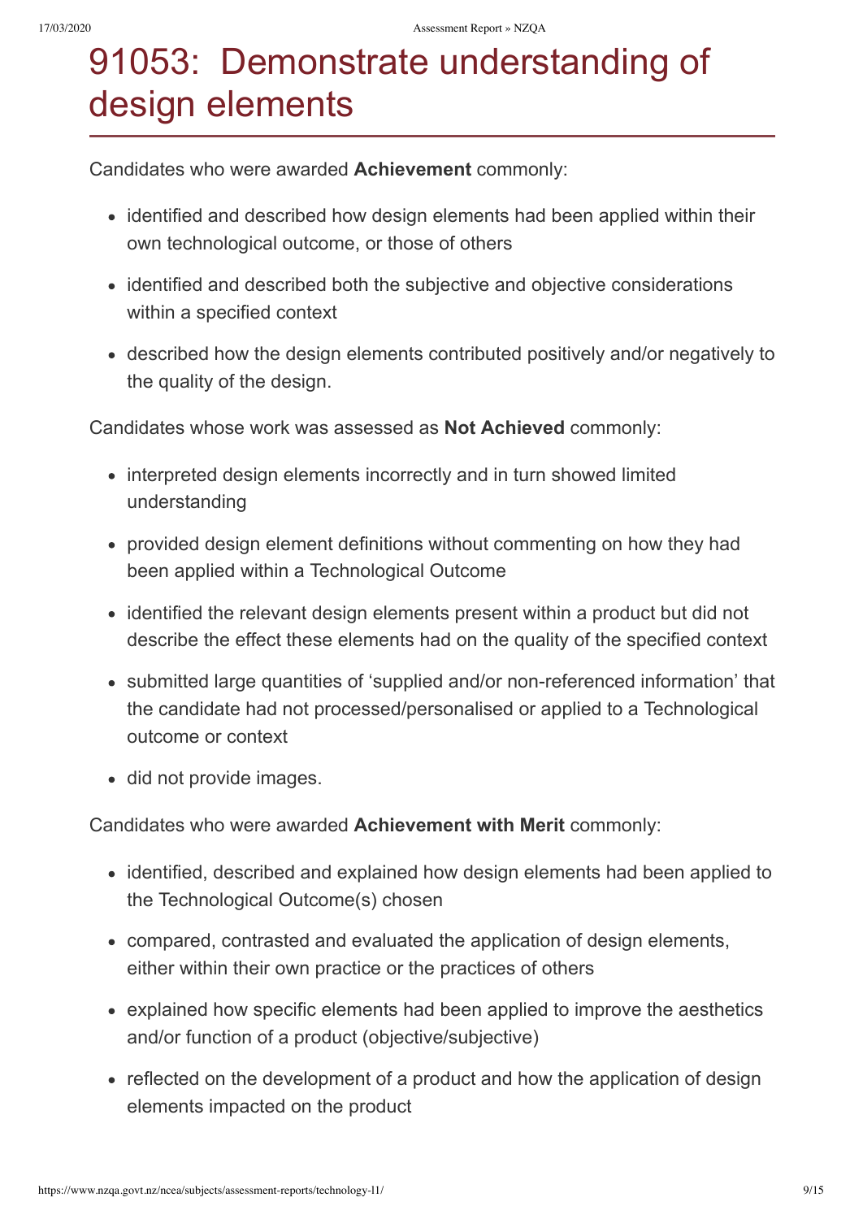# 91053: Demonstrate understanding of design elements

Candidates who were awarded **Achievement** commonly:

- identified and described how design elements had been applied within their own technological outcome, or those of others
- identified and described both the subjective and objective considerations within a specified context
- described how the design elements contributed positively and/or negatively to the quality of the design.

Candidates whose work was assessed as **Not Achieved** commonly:

- interpreted design elements incorrectly and in turn showed limited understanding
- provided design element definitions without commenting on how they had been applied within a Technological Outcome
- identified the relevant design elements present within a product but did not describe the effect these elements had on the quality of the specified context
- submitted large quantities of 'supplied and/or non-referenced information' that the candidate had not processed/personalised or applied to a Technological outcome or context
- did not provide images.

Candidates who were awarded **Achievement with Merit** commonly:

- identified, described and explained how design elements had been applied to the Technological Outcome(s) chosen
- compared, contrasted and evaluated the application of design elements, either within their own practice or the practices of others
- explained how specific elements had been applied to improve the aesthetics and/or function of a product (objective/subjective)
- reflected on the development of a product and how the application of design elements impacted on the product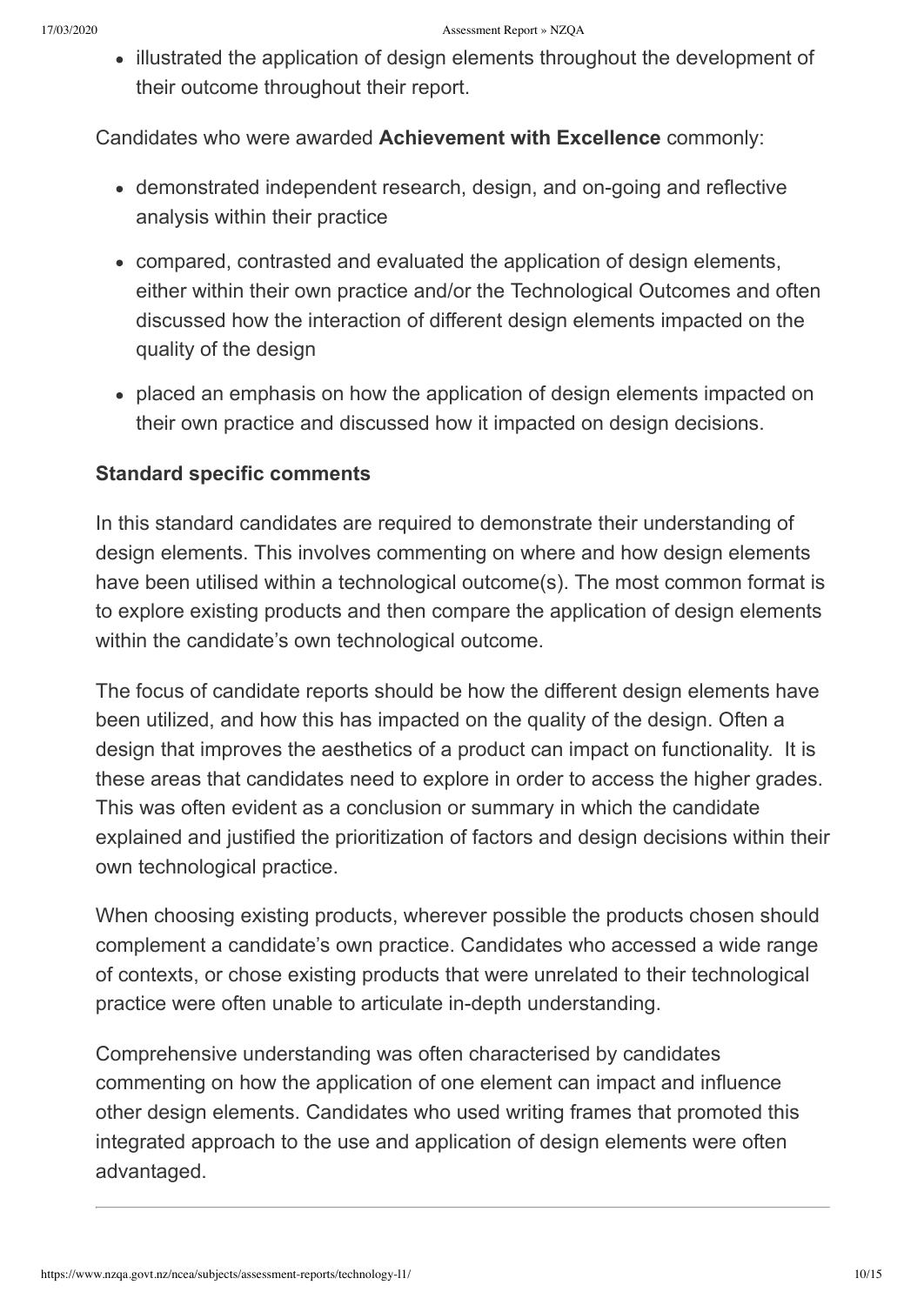- illustrated the application of design elements throughout the development of their outcome throughout their report.

Candidates who were awarded **Achievement with Excellence** commonly:

- demonstrated independent research, design, and on-going and reflective analysis within their practice
- compared, contrasted and evaluated the application of design elements, either within their own practice and/or the Technological Outcomes and often discussed how the interaction of different design elements impacted on the quality of the design
- placed an emphasis on how the application of design elements impacted on their own practice and discussed how it impacted on design decisions.

**Standard specific comments**

In this standard candidates are required to demonstrate their understanding of design elements. This involves commenting on where and how design elements have been utilised within a technological outcome(s). The most common format is to explore existing products and then compare the application of design elements within the candidate's own technological outcome.

The focus of candidate reports should be how the different design elements have been utilized, and how this has impacted on the quality of the design. Often a design that improves the aesthetics of a product can impact on functionality.  It is these areas that candidates need to explore in order to access the higher grades. This was often evident as a conclusion or summary in which the candidate explained and justified the prioritization of factors and design decisions within their own technological practice.

When choosing existing products, wherever possible the products chosen should complement a candidate's own practice. Candidates who accessed a wide range of contexts, or chose existing products that were unrelated to their technological practice were often unable to articulate in-depth understanding.

Comprehensive understanding was often characterised by candidates commenting on how the application of one element can impact and influence other design elements. Candidates who used writing frames that promoted this integrated approach to the use and application of design elements were often advantaged.

---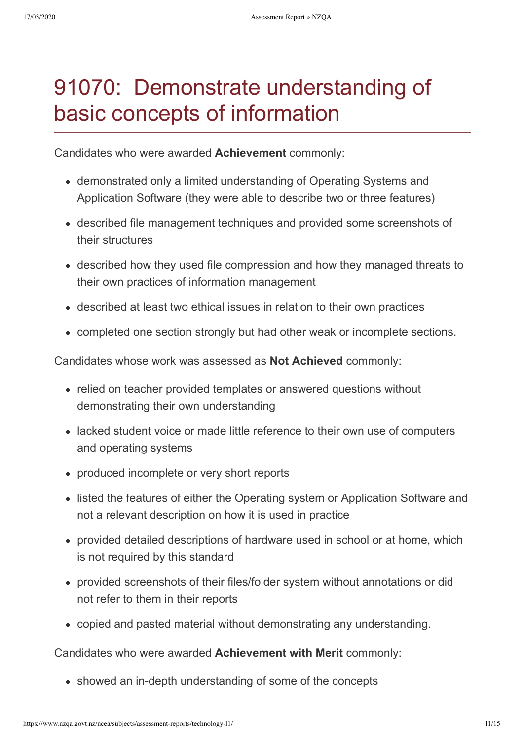# 91070: Demonstrate understanding of basic concepts of information

Candidates who were awarded **Achievement** commonly:

- demonstrated only a limited understanding of Operating Systems and Application Software (they were able to describe two or three features)
- described file management techniques and provided some screenshots of their structures
- described how they used file compression and how they managed threats to their own practices of information management
- described at least two ethical issues in relation to their own practices
- completed one section strongly but had other weak or incomplete sections.

Candidates whose work was assessed as **Not Achieved** commonly:

- relied on teacher provided templates or answered questions without demonstrating their own understanding
- lacked student voice or made little reference to their own use of computers and operating systems
- produced incomplete or very short reports
- listed the features of either the Operating system or Application Software and not a relevant description on how it is used in practice
- provided detailed descriptions of hardware used in school or at home, which is not required by this standard
- provided screenshots of their files/folder system without annotations or did not refer to them in their reports
- copied and pasted material without demonstrating any understanding.

Candidates who were awarded **Achievement with Merit** commonly:

- showed an in-depth understanding of some of the concepts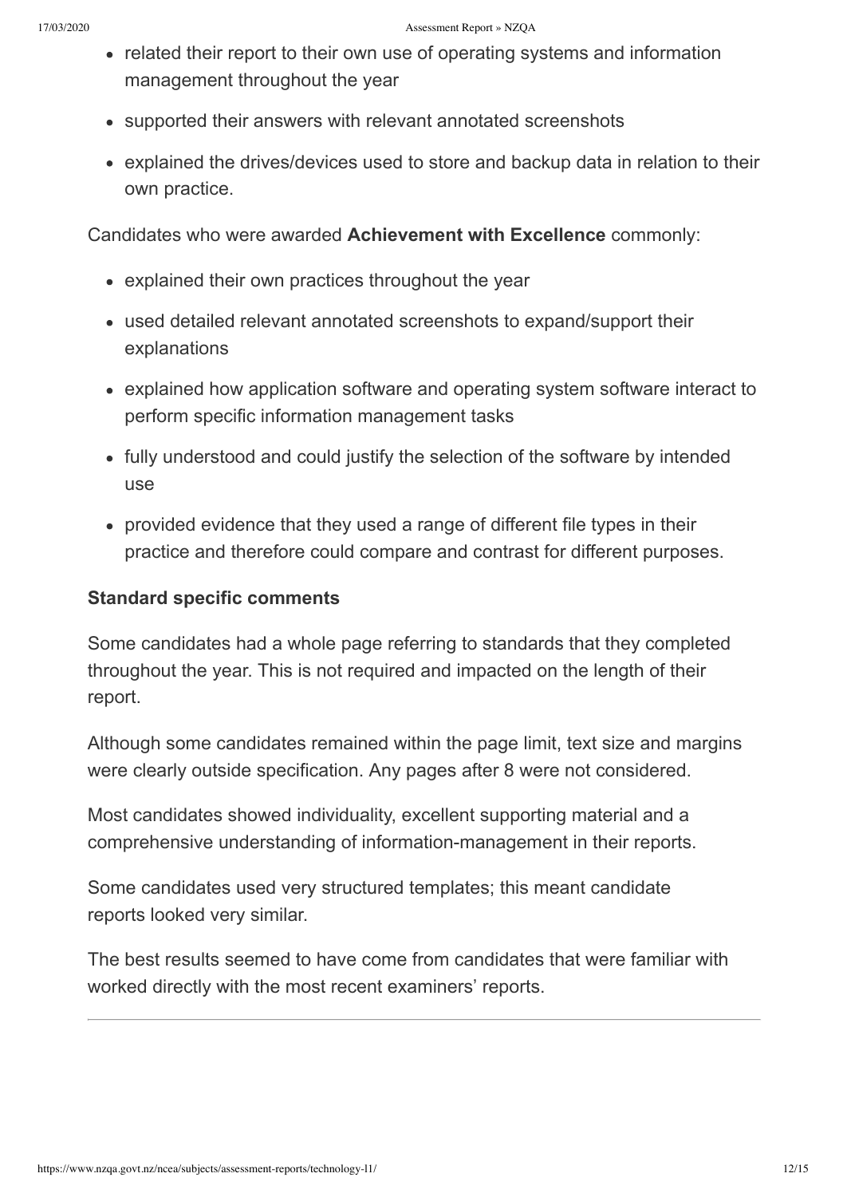- related their report to their own use of operating systems and information management throughout the year
- supported their answers with relevant annotated screenshots
- explained the drives/devices used to store and backup data in relation to their own practice.

Candidates who were awarded **Achievement with Excellence** commonly:

- explained their own practices throughout the year
- used detailed relevant annotated screenshots to expand/support their explanations
- explained how application software and operating system software interact to perform specific information management tasks
- fully understood and could justify the selection of the software by intended use
- provided evidence that they used a range of different file types in their practice and therefore could compare and contrast for different purposes.

**Standard specific comments**

Some candidates had a whole page referring to standards that they completed throughout the year. This is not required and impacted on the length of their report.

Although some candidates remained within the page limit, text size and margins were clearly outside specification. Any pages after 8 were not considered.

Most candidates showed individuality, excellent supporting material and a comprehensive understanding of information-management in their reports.

Some candidates used very structured templates; this meant candidate reports looked very similar.

The best results seemed to have come from candidates that were familiar with worked directly with the most recent examiners' reports.

---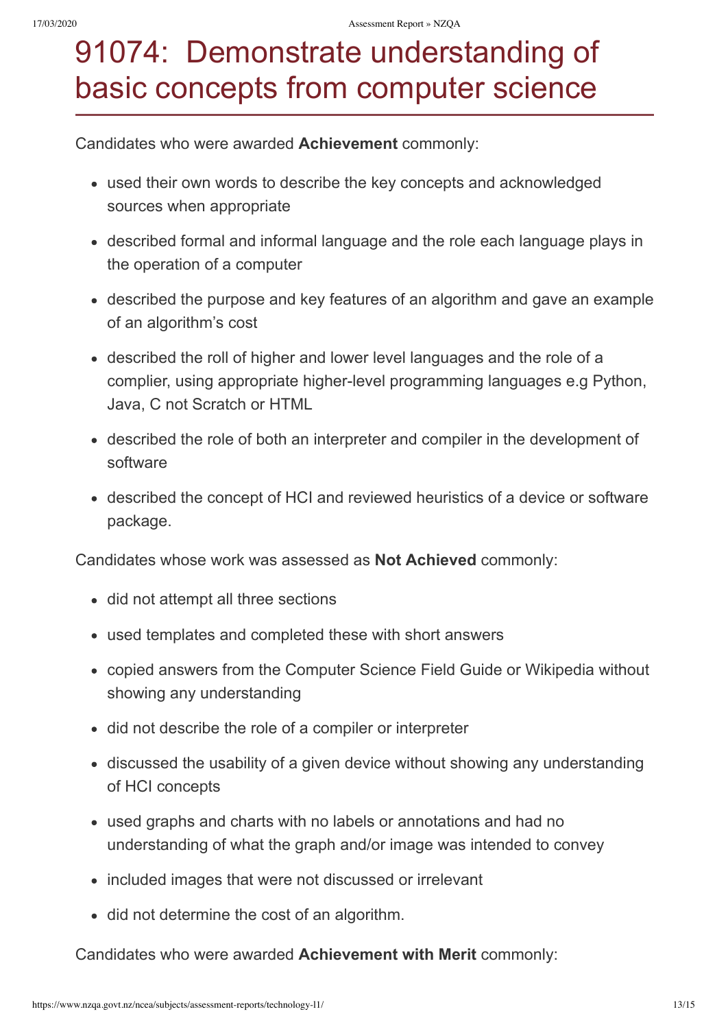# 91074: Demonstrate understanding of basic concepts from computer science

Candidates who were awarded **Achievement** commonly:

- used their own words to describe the key concepts and acknowledged sources when appropriate
- described formal and informal language and the role each language plays in the operation of a computer
- described the purpose and key features of an algorithm and gave an example of an algorithm's cost
- described the roll of higher and lower level languages and the role of a complier, using appropriate higher-level programming languages e.g Python, Java, C not Scratch or HTML
- described the role of both an interpreter and compiler in the development of software
- described the concept of HCI and reviewed heuristics of a device or software package.

Candidates whose work was assessed as **Not Achieved** commonly:

- did not attempt all three sections
- used templates and completed these with short answers
- copied answers from the Computer Science Field Guide or Wikipedia without showing any understanding
- did not describe the role of a compiler or interpreter
- discussed the usability of a given device without showing any understanding of HCI concepts
- used graphs and charts with no labels or annotations and had no understanding of what the graph and/or image was intended to convey
- included images that were not discussed or irrelevant
- did not determine the cost of an algorithm.

Candidates who were awarded **Achievement with Merit** commonly: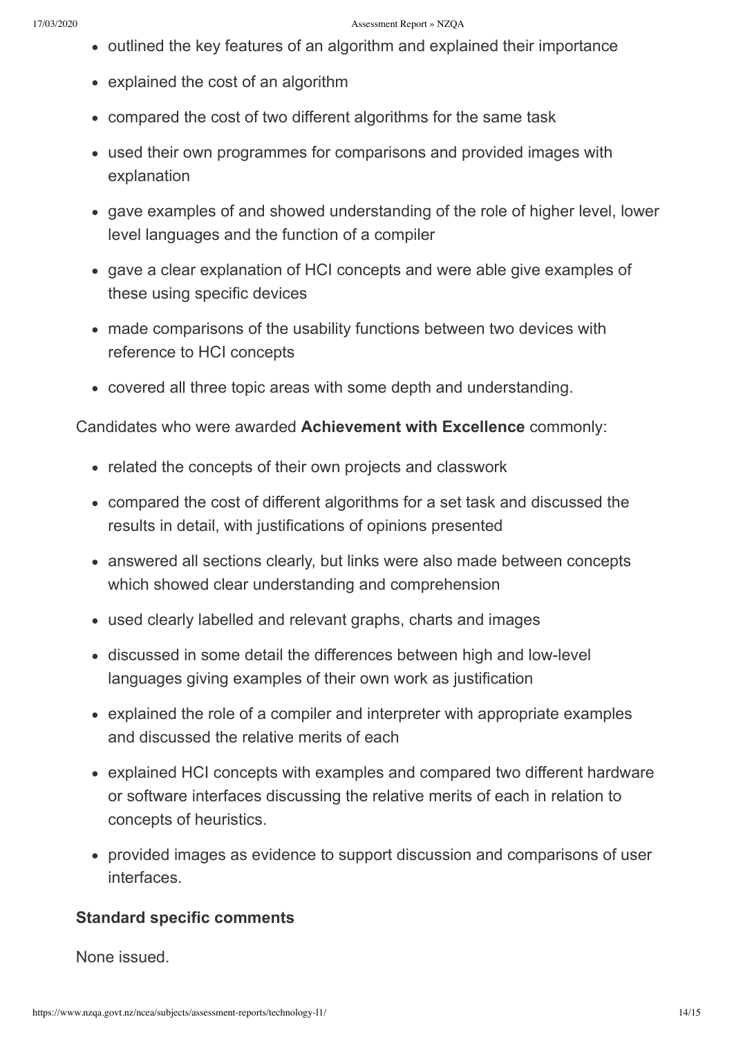- outlined the key features of an algorithm and explained their importance
- explained the cost of an algorithm
- compared the cost of two different algorithms for the same task
- used their own programmes for comparisons and provided images with explanation
- gave examples of and showed understanding of the role of higher level, lower level languages and the function of a compiler
- gave a clear explanation of HCI concepts and were able give examples of these using specific devices
- made comparisons of the usability functions between two devices with reference to HCI concepts
- covered all three topic areas with some depth and understanding.

Candidates who were awarded **Achievement with Excellence** commonly:

- related the concepts of their own projects and classwork
- compared the cost of different algorithms for a set task and discussed the results in detail, with justifications of opinions presented
- answered all sections clearly, but links were also made between concepts which showed clear understanding and comprehension
- used clearly labelled and relevant graphs, charts and images
- discussed in some detail the differences between high and low-level languages giving examples of their own work as justification
- explained the role of a compiler and interpreter with appropriate examples and discussed the relative merits of each
- explained HCI concepts with examples and compared two different hardware or software interfaces discussing the relative merits of each in relation to concepts of heuristics.
- provided images as evidence to support discussion and comparisons of user interfaces.

### Standard specific comments

None issued.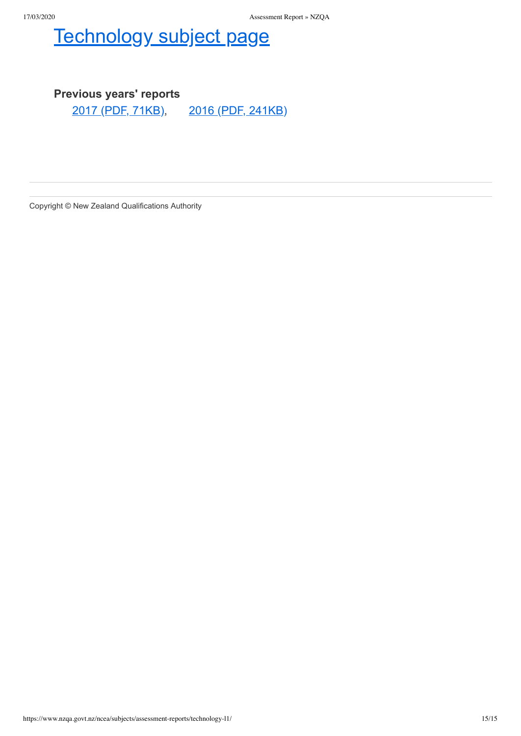# Technology subject page

**Previous years' reports**

2017 (PDF, 71KB), 2016 (PDF, 241KB)

Copyright © New Zealand Qualifications Authority